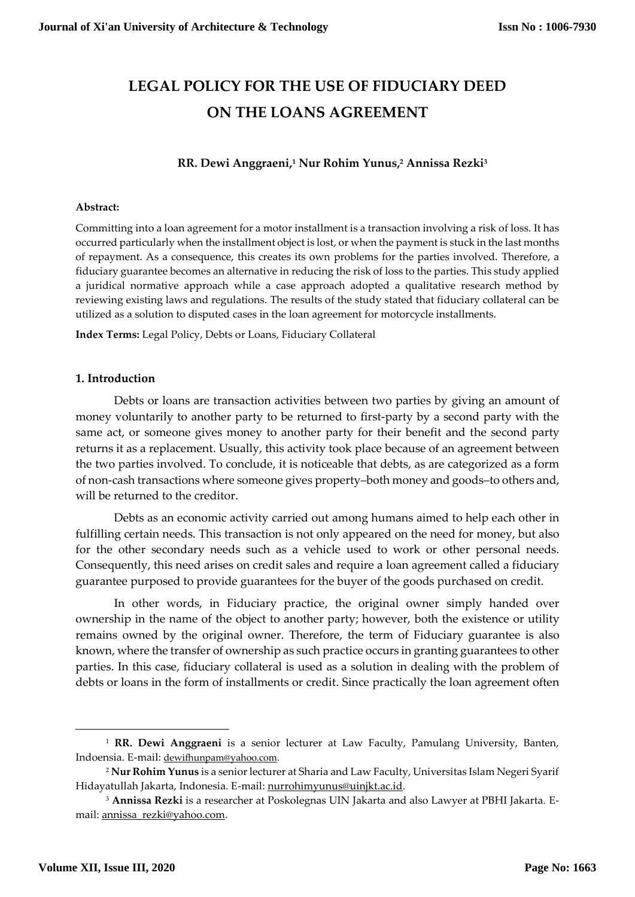# LEGAL POLICY FOR THE USE OF FIDUCIARY DEED ON THE LOANS AGREEMENT

**RR. Dewi Anggraeni,[1] Nur Rohim Yunus,[2] Annissa Rezki[3]**

**Abstract:**

Committing into a loan agreement for a motor installment is a transaction involving a risk of loss. It has occurred particularly when the installment object is lost, or when the payment is stuck in the last months of repayment. As a consequence, this creates its own problems for the parties involved. Therefore, a fiduciary guarantee becomes an alternative in reducing the risk of loss to the parties. This study applied a juridical normative approach while a case approach adopted a qualitative research method by reviewing existing laws and regulations. The results of the study stated that fiduciary collateral can be utilized as a solution to disputed cases in the loan agreement for motorcycle installments.

**Index Terms:** Legal Policy, Debts or Loans, Fiduciary Collateral

## 1. Introduction

Debts or loans are transaction activities between two parties by giving an amount of money voluntarily to another party to be returned to first-party by a second party with the same act, or someone gives money to another party for their benefit and the second party returns it as a replacement. Usually, this activity took place because of an agreement between the two parties involved. To conclude, it is noticeable that debts, as are categorized as a form of non-cash transactions where someone gives property–both money and goods–to others and, will be returned to the creditor.

Debts as an economic activity carried out among humans aimed to help each other in fulfilling certain needs. This transaction is not only appeared on the need for money, but also for the other secondary needs such as a vehicle used to work or other personal needs. Consequently, this need arises on credit sales and require a loan agreement called a fiduciary guarantee purposed to provide guarantees for the buyer of the goods purchased on credit.

In other words, in Fiduciary practice, the original owner simply handed over ownership in the name of the object to another party; however, both the existence or utility remains owned by the original owner. Therefore, the term of Fiduciary guarantee is also known, where the transfer of ownership as such practice occurs in granting guarantees to other parties. In this case, fiduciary collateral is used as a solution in dealing with the problem of debts or loans in the form of installments or credit. Since practically the loan agreement often

---

[1] **RR. Dewi Anggraeni** is a senior lecturer at Law Faculty, Pamulang University, Banten, Indoensia. E-mail: dewifhunpam@yahoo.com.

[2] **Nur Rohim Yunus** is a senior lecturer at Sharia and Law Faculty, Universitas Islam Negeri Syarif Hidayatullah Jakarta, Indonesia. E-mail: nurrohimyunus@uinjkt.ac.id.

[3] **Annissa Rezki** is a researcher at Poskolegnas UIN Jakarta and also Lawyer at PBHI Jakarta. E-mail: annissa_rezki@yahoo.com.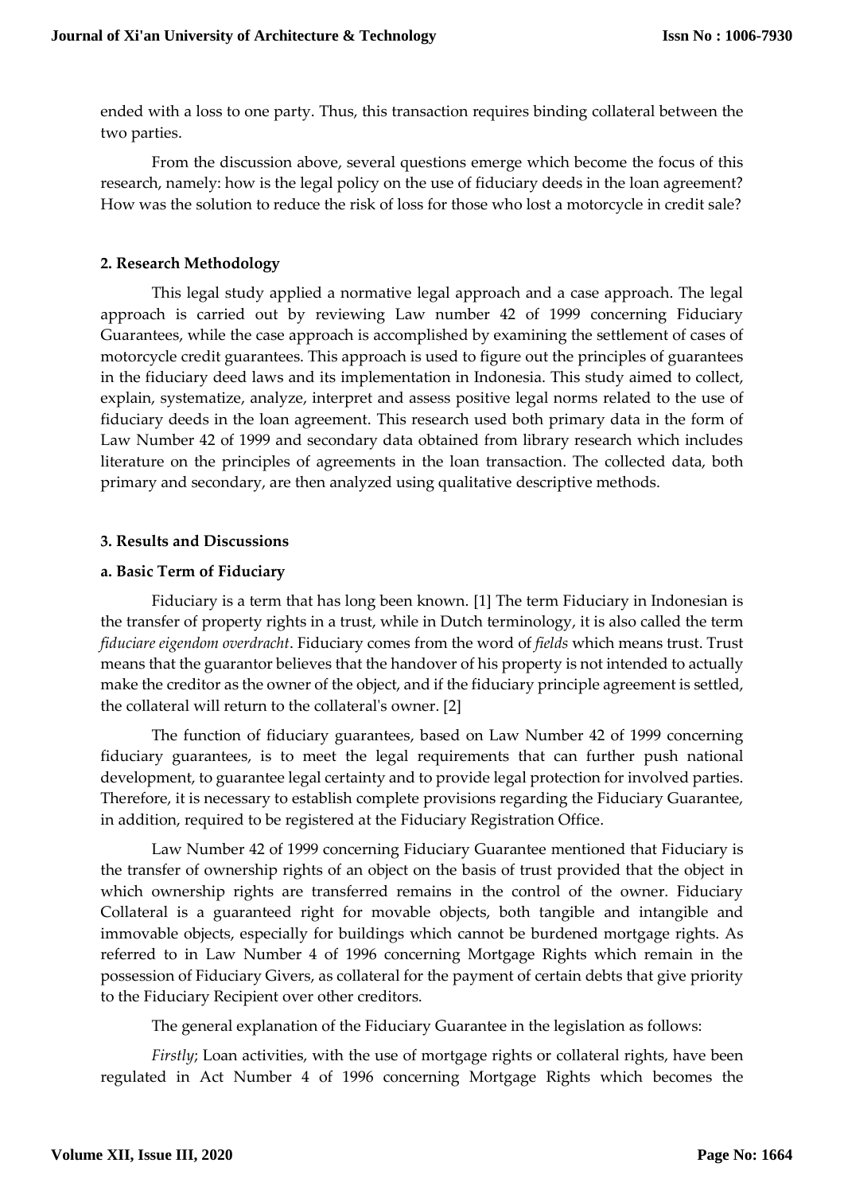ended with a loss to one party. Thus, this transaction requires binding collateral between the two parties.

From the discussion above, several questions emerge which become the focus of this research, namely: how is the legal policy on the use of fiduciary deeds in the loan agreement? How was the solution to reduce the risk of loss for those who lost a motorcycle in credit sale?

## 2. Research Methodology

This legal study applied a normative legal approach and a case approach. The legal approach is carried out by reviewing Law number 42 of 1999 concerning Fiduciary Guarantees, while the case approach is accomplished by examining the settlement of cases of motorcycle credit guarantees. This approach is used to figure out the principles of guarantees in the fiduciary deed laws and its implementation in Indonesia. This study aimed to collect, explain, systematize, analyze, interpret and assess positive legal norms related to the use of fiduciary deeds in the loan agreement. This research used both primary data in the form of Law Number 42 of 1999 and secondary data obtained from library research which includes literature on the principles of agreements in the loan transaction. The collected data, both primary and secondary, are then analyzed using qualitative descriptive methods.

## 3. Results and Discussions

### a. Basic Term of Fiduciary

Fiduciary is a term that has long been known. [1] The term Fiduciary in Indonesian is the transfer of property rights in a trust, while in Dutch terminology, it is also called the term *fiduciare eigendom overdracht*. Fiduciary comes from the word of *fields* which means trust. Trust means that the guarantor believes that the handover of his property is not intended to actually make the creditor as the owner of the object, and if the fiduciary principle agreement is settled, the collateral will return to the collateral's owner. [2]

The function of fiduciary guarantees, based on Law Number 42 of 1999 concerning fiduciary guarantees, is to meet the legal requirements that can further push national development, to guarantee legal certainty and to provide legal protection for involved parties. Therefore, it is necessary to establish complete provisions regarding the Fiduciary Guarantee, in addition, required to be registered at the Fiduciary Registration Office.

Law Number 42 of 1999 concerning Fiduciary Guarantee mentioned that Fiduciary is the transfer of ownership rights of an object on the basis of trust provided that the object in which ownership rights are transferred remains in the control of the owner. Fiduciary Collateral is a guaranteed right for movable objects, both tangible and intangible and immovable objects, especially for buildings which cannot be burdened mortgage rights. As referred to in Law Number 4 of 1996 concerning Mortgage Rights which remain in the possession of Fiduciary Givers, as collateral for the payment of certain debts that give priority to the Fiduciary Recipient over other creditors.

The general explanation of the Fiduciary Guarantee in the legislation as follows:

*Firstly*; Loan activities, with the use of mortgage rights or collateral rights, have been regulated in Act Number 4 of 1996 concerning Mortgage Rights which becomes the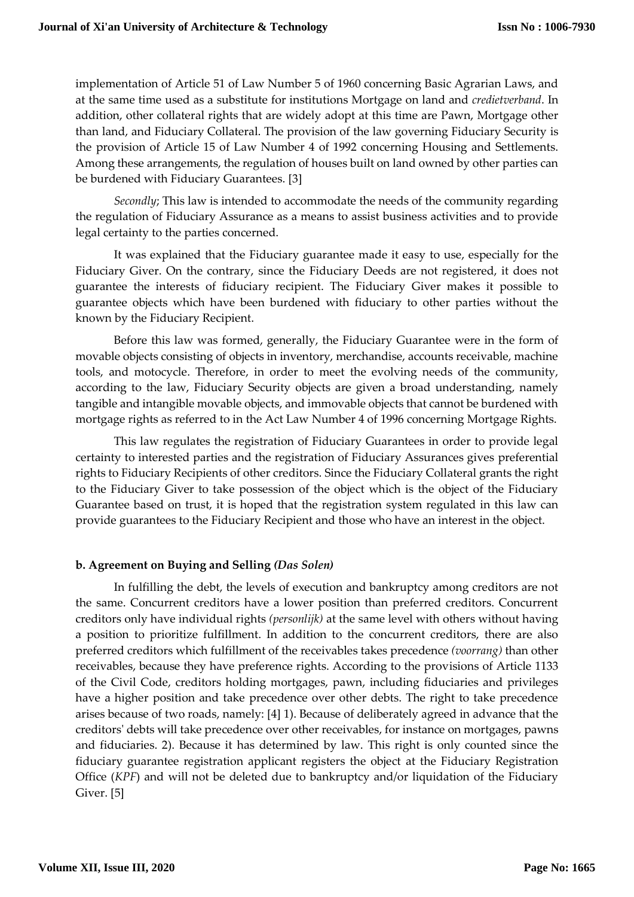implementation of Article 51 of Law Number 5 of 1960 concerning Basic Agrarian Laws, and at the same time used as a substitute for institutions Mortgage on land and *credietverband*. In addition, other collateral rights that are widely adopt at this time are Pawn, Mortgage other than land, and Fiduciary Collateral. The provision of the law governing Fiduciary Security is the provision of Article 15 of Law Number 4 of 1992 concerning Housing and Settlements. Among these arrangements, the regulation of houses built on land owned by other parties can be burdened with Fiduciary Guarantees. [3]

*Secondly*; This law is intended to accommodate the needs of the community regarding the regulation of Fiduciary Assurance as a means to assist business activities and to provide legal certainty to the parties concerned.

It was explained that the Fiduciary guarantee made it easy to use, especially for the Fiduciary Giver. On the contrary, since the Fiduciary Deeds are not registered, it does not guarantee the interests of fiduciary recipient. The Fiduciary Giver makes it possible to guarantee objects which have been burdened with fiduciary to other parties without the known by the Fiduciary Recipient.

Before this law was formed, generally, the Fiduciary Guarantee were in the form of movable objects consisting of objects in inventory, merchandise, accounts receivable, machine tools, and motocycle. Therefore, in order to meet the evolving needs of the community, according to the law, Fiduciary Security objects are given a broad understanding, namely tangible and intangible movable objects, and immovable objects that cannot be burdened with mortgage rights as referred to in the Act Law Number 4 of 1996 concerning Mortgage Rights.

This law regulates the registration of Fiduciary Guarantees in order to provide legal certainty to interested parties and the registration of Fiduciary Assurances gives preferential rights to Fiduciary Recipients of other creditors. Since the Fiduciary Collateral grants the right to the Fiduciary Giver to take possession of the object which is the object of the Fiduciary Guarantee based on trust, it is hoped that the registration system regulated in this law can provide guarantees to the Fiduciary Recipient and those who have an interest in the object.

### b. Agreement on Buying and Selling *(Das Solen)*

In fulfilling the debt, the levels of execution and bankruptcy among creditors are not the same. Concurrent creditors have a lower position than preferred creditors. Concurrent creditors only have individual rights *(personlijk)* at the same level with others without having a position to prioritize fulfillment. In addition to the concurrent creditors, there are also preferred creditors which fulfillment of the receivables takes precedence *(voorrang)* than other receivables, because they have preference rights. According to the provisions of Article 1133 of the Civil Code, creditors holding mortgages, pawn, including fiduciaries and privileges have a higher position and take precedence over other debts. The right to take precedence arises because of two roads, namely: [4] 1). Because of deliberately agreed in advance that the creditors' debts will take precedence over other receivables, for instance on mortgages, pawns and fiduciaries. 2). Because it has determined by law. This right is only counted since the fiduciary guarantee registration applicant registers the object at the Fiduciary Registration Office (*KPF*) and will not be deleted due to bankruptcy and/or liquidation of the Fiduciary Giver. [5]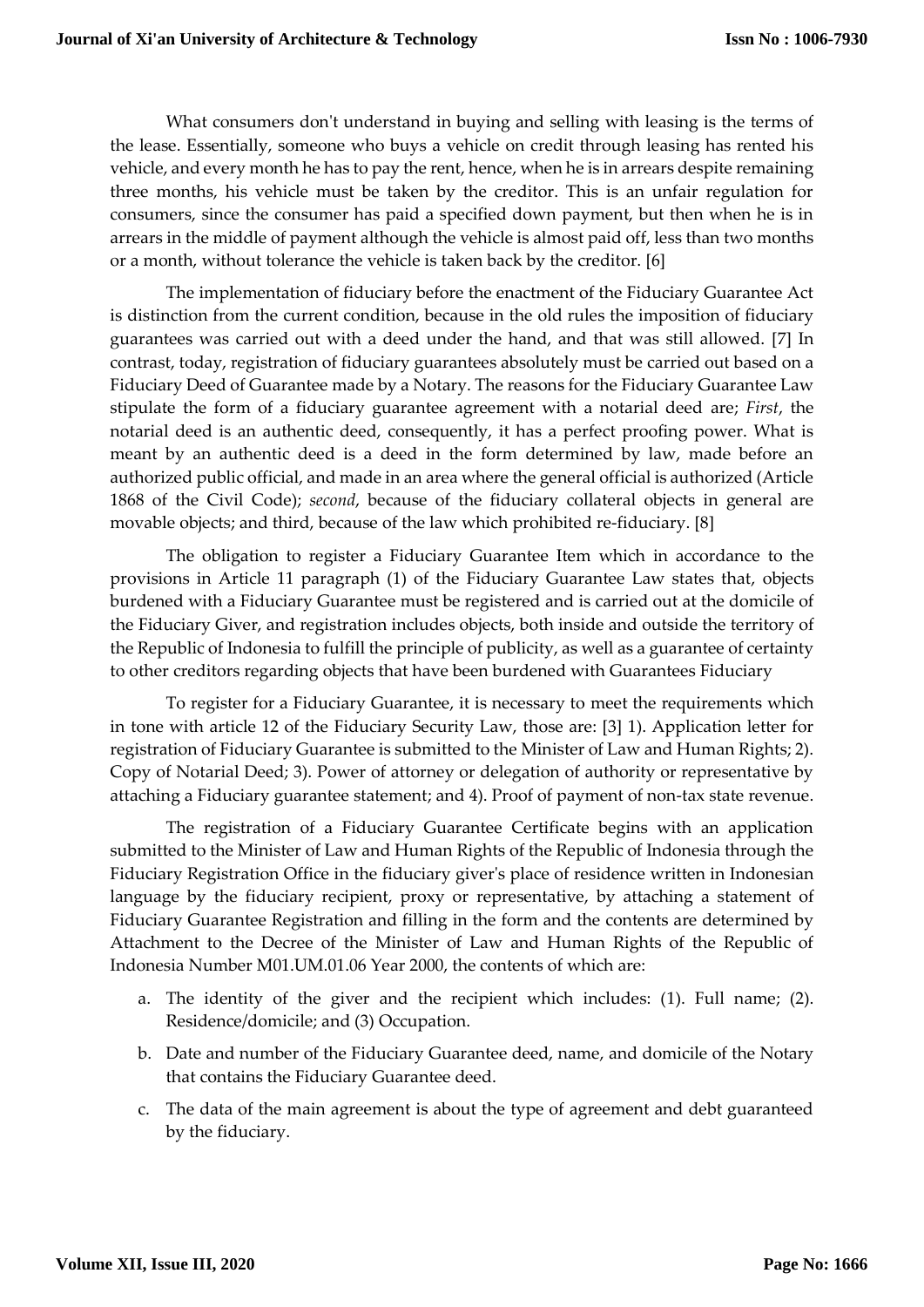What consumers don't understand in buying and selling with leasing is the terms of the lease. Essentially, someone who buys a vehicle on credit through leasing has rented his vehicle, and every month he has to pay the rent, hence, when he is in arrears despite remaining three months, his vehicle must be taken by the creditor. This is an unfair regulation for consumers, since the consumer has paid a specified down payment, but then when he is in arrears in the middle of payment although the vehicle is almost paid off, less than two months or a month, without tolerance the vehicle is taken back by the creditor. [6]

The implementation of fiduciary before the enactment of the Fiduciary Guarantee Act is distinction from the current condition, because in the old rules the imposition of fiduciary guarantees was carried out with a deed under the hand, and that was still allowed. [7] In contrast, today, registration of fiduciary guarantees absolutely must be carried out based on a Fiduciary Deed of Guarantee made by a Notary. The reasons for the Fiduciary Guarantee Law stipulate the form of a fiduciary guarantee agreement with a notarial deed are; *First*, the notarial deed is an authentic deed, consequently, it has a perfect proofing power. What is meant by an authentic deed is a deed in the form determined by law, made before an authorized public official, and made in an area where the general official is authorized (Article 1868 of the Civil Code); *second*, because of the fiduciary collateral objects in general are movable objects; and third, because of the law which prohibited re-fiduciary. [8]

The obligation to register a Fiduciary Guarantee Item which in accordance to the provisions in Article 11 paragraph (1) of the Fiduciary Guarantee Law states that, objects burdened with a Fiduciary Guarantee must be registered and is carried out at the domicile of the Fiduciary Giver, and registration includes objects, both inside and outside the territory of the Republic of Indonesia to fulfill the principle of publicity, as well as a guarantee of certainty to other creditors regarding objects that have been burdened with Guarantees Fiduciary

To register for a Fiduciary Guarantee, it is necessary to meet the requirements which in tone with article 12 of the Fiduciary Security Law, those are: [3] 1). Application letter for registration of Fiduciary Guarantee is submitted to the Minister of Law and Human Rights; 2). Copy of Notarial Deed; 3). Power of attorney or delegation of authority or representative by attaching a Fiduciary guarantee statement; and 4). Proof of payment of non-tax state revenue.

The registration of a Fiduciary Guarantee Certificate begins with an application submitted to the Minister of Law and Human Rights of the Republic of Indonesia through the Fiduciary Registration Office in the fiduciary giver's place of residence written in Indonesian language by the fiduciary recipient, proxy or representative, by attaching a statement of Fiduciary Guarantee Registration and filling in the form and the contents are determined by Attachment to the Decree of the Minister of Law and Human Rights of the Republic of Indonesia Number M01.UM.01.06 Year 2000, the contents of which are:

a. The identity of the giver and the recipient which includes: (1). Full name; (2). Residence/domicile; and (3) Occupation.
b. Date and number of the Fiduciary Guarantee deed, name, and domicile of the Notary that contains the Fiduciary Guarantee deed.
c. The data of the main agreement is about the type of agreement and debt guaranteed by the fiduciary.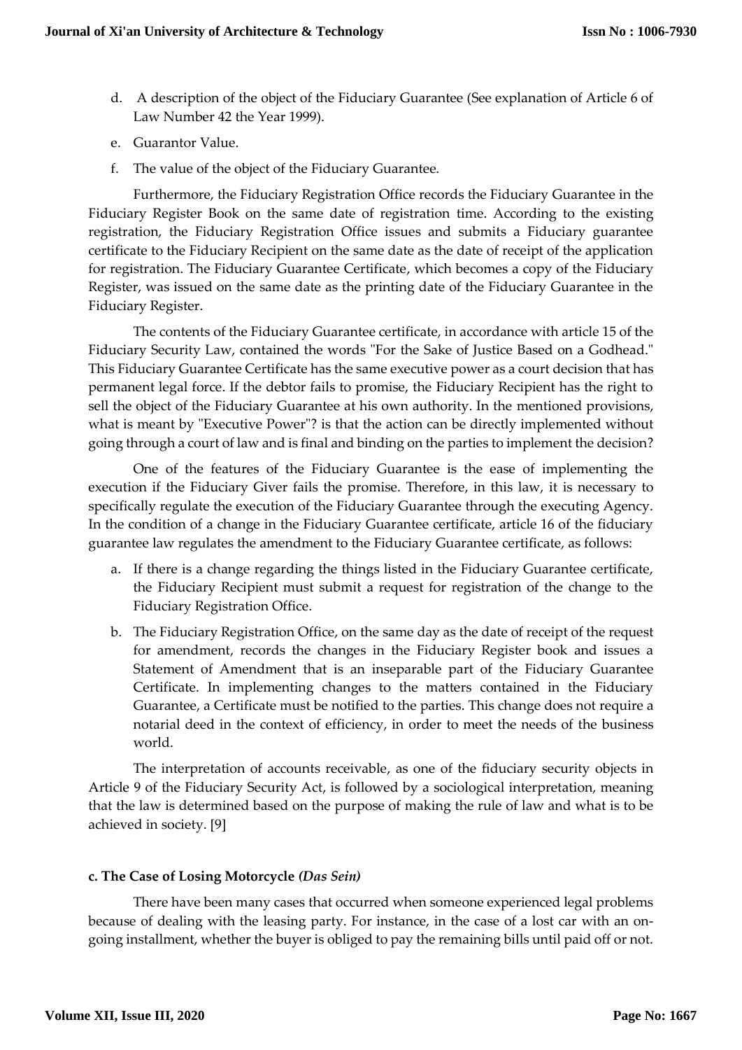d. A description of the object of the Fiduciary Guarantee (See explanation of Article 6 of Law Number 42 the Year 1999).

e. Guarantor Value.

f. The value of the object of the Fiduciary Guarantee.

Furthermore, the Fiduciary Registration Office records the Fiduciary Guarantee in the Fiduciary Register Book on the same date of registration time. According to the existing registration, the Fiduciary Registration Office issues and submits a Fiduciary guarantee certificate to the Fiduciary Recipient on the same date as the date of receipt of the application for registration. The Fiduciary Guarantee Certificate, which becomes a copy of the Fiduciary Register, was issued on the same date as the printing date of the Fiduciary Guarantee in the Fiduciary Register.

The contents of the Fiduciary Guarantee certificate, in accordance with article 15 of the Fiduciary Security Law, contained the words "For the Sake of Justice Based on a Godhead." This Fiduciary Guarantee Certificate has the same executive power as a court decision that has permanent legal force. If the debtor fails to promise, the Fiduciary Recipient has the right to sell the object of the Fiduciary Guarantee at his own authority. In the mentioned provisions, what is meant by "Executive Power"? is that the action can be directly implemented without going through a court of law and is final and binding on the parties to implement the decision?

One of the features of the Fiduciary Guarantee is the ease of implementing the execution if the Fiduciary Giver fails the promise. Therefore, in this law, it is necessary to specifically regulate the execution of the Fiduciary Guarantee through the executing Agency. In the condition of a change in the Fiduciary Guarantee certificate, article 16 of the fiduciary guarantee law regulates the amendment to the Fiduciary Guarantee certificate, as follows:

a. If there is a change regarding the things listed in the Fiduciary Guarantee certificate, the Fiduciary Recipient must submit a request for registration of the change to the Fiduciary Registration Office.

b. The Fiduciary Registration Office, on the same day as the date of receipt of the request for amendment, records the changes in the Fiduciary Register book and issues a Statement of Amendment that is an inseparable part of the Fiduciary Guarantee Certificate. In implementing changes to the matters contained in the Fiduciary Guarantee, a Certificate must be notified to the parties. This change does not require a notarial deed in the context of efficiency, in order to meet the needs of the business world.

The interpretation of accounts receivable, as one of the fiduciary security objects in Article 9 of the Fiduciary Security Act, is followed by a sociological interpretation, meaning that the law is determined based on the purpose of making the rule of law and what is to be achieved in society. [9]

**c. The Case of Losing Motorcycle *(Das Sein)***

There have been many cases that occurred when someone experienced legal problems because of dealing with the leasing party. For instance, in the case of a lost car with an on-going installment, whether the buyer is obliged to pay the remaining bills until paid off or not.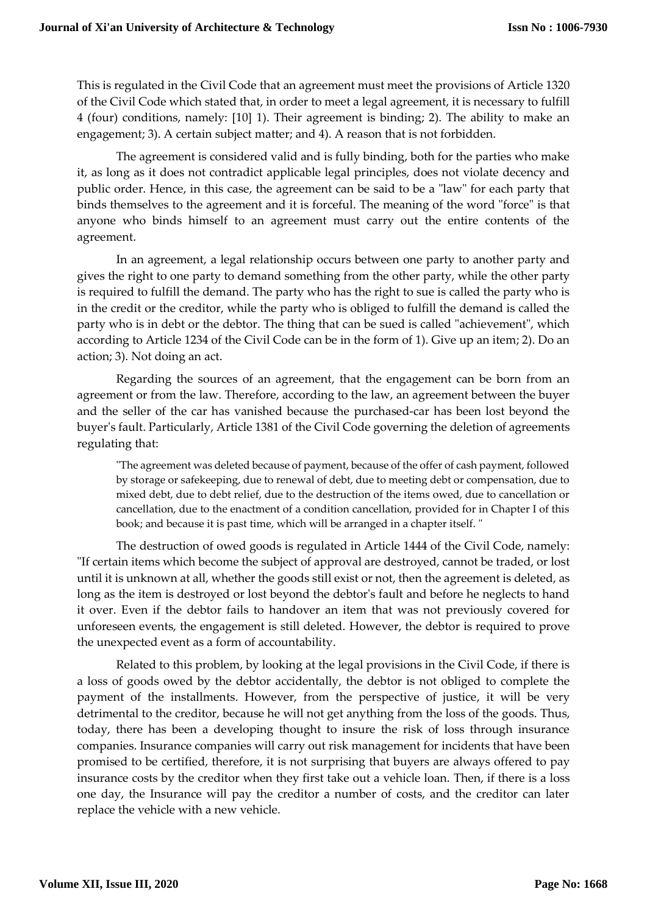This is regulated in the Civil Code that an agreement must meet the provisions of Article 1320 of the Civil Code which stated that, in order to meet a legal agreement, it is necessary to fulfill 4 (four) conditions, namely: [10] 1). Their agreement is binding; 2). The ability to make an engagement; 3). A certain subject matter; and 4). A reason that is not forbidden.

The agreement is considered valid and is fully binding, both for the parties who make it, as long as it does not contradict applicable legal principles, does not violate decency and public order. Hence, in this case, the agreement can be said to be a "law" for each party that binds themselves to the agreement and it is forceful. The meaning of the word "force" is that anyone who binds himself to an agreement must carry out the entire contents of the agreement.

In an agreement, a legal relationship occurs between one party to another party and gives the right to one party to demand something from the other party, while the other party is required to fulfill the demand. The party who has the right to sue is called the party who is in the credit or the creditor, while the party who is obliged to fulfill the demand is called the party who is in debt or the debtor. The thing that can be sued is called "achievement", which according to Article 1234 of the Civil Code can be in the form of 1). Give up an item; 2). Do an action; 3). Not doing an act.

Regarding the sources of an agreement, that the engagement can be born from an agreement or from the law. Therefore, according to the law, an agreement between the buyer and the seller of the car has vanished because the purchased-car has been lost beyond the buyer's fault. Particularly, Article 1381 of the Civil Code governing the deletion of agreements regulating that:

> "The agreement was deleted because of payment, because of the offer of cash payment, followed by storage or safekeeping, due to renewal of debt, due to meeting debt or compensation, due to mixed debt, due to debt relief, due to the destruction of the items owed, due to cancellation or cancellation, due to the enactment of a condition cancellation, provided for in Chapter I of this book; and because it is past time, which will be arranged in a chapter itself. "

The destruction of owed goods is regulated in Article 1444 of the Civil Code, namely: "If certain items which become the subject of approval are destroyed, cannot be traded, or lost until it is unknown at all, whether the goods still exist or not, then the agreement is deleted, as long as the item is destroyed or lost beyond the debtor's fault and before he neglects to hand it over. Even if the debtor fails to handover an item that was not previously covered for unforeseen events, the engagement is still deleted. However, the debtor is required to prove the unexpected event as a form of accountability.

Related to this problem, by looking at the legal provisions in the Civil Code, if there is a loss of goods owed by the debtor accidentally, the debtor is not obliged to complete the payment of the installments. However, from the perspective of justice, it will be very detrimental to the creditor, because he will not get anything from the loss of the goods. Thus, today, there has been a developing thought to insure the risk of loss through insurance companies. Insurance companies will carry out risk management for incidents that have been promised to be certified, therefore, it is not surprising that buyers are always offered to pay insurance costs by the creditor when they first take out a vehicle loan. Then, if there is a loss one day, the Insurance will pay the creditor a number of costs, and the creditor can later replace the vehicle with a new vehicle.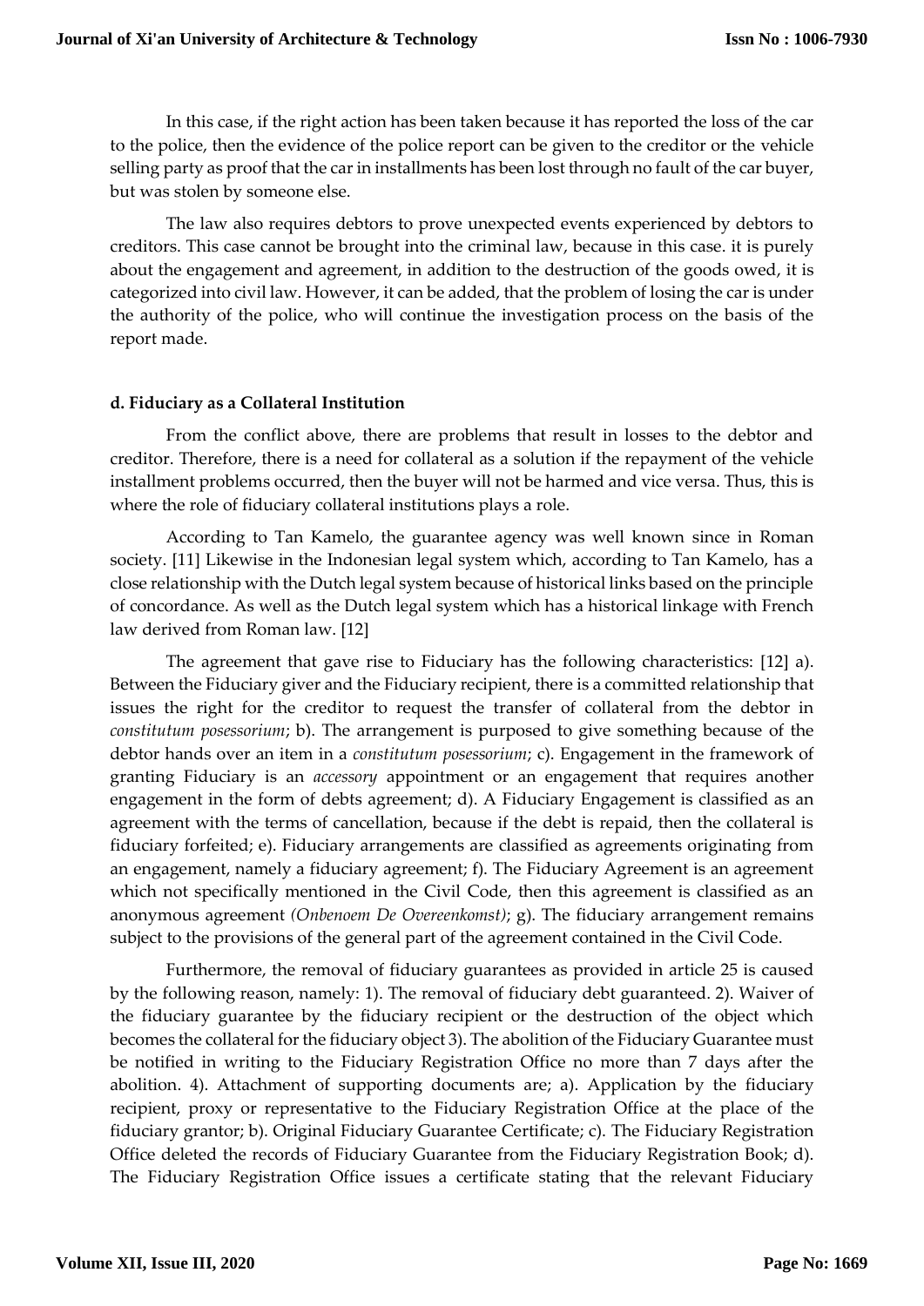In this case, if the right action has been taken because it has reported the loss of the car to the police, then the evidence of the police report can be given to the creditor or the vehicle selling party as proof that the car in installments has been lost through no fault of the car buyer, but was stolen by someone else.

The law also requires debtors to prove unexpected events experienced by debtors to creditors. This case cannot be brought into the criminal law, because in this case. it is purely about the engagement and agreement, in addition to the destruction of the goods owed, it is categorized into civil law. However, it can be added, that the problem of losing the car is under the authority of the police, who will continue the investigation process on the basis of the report made.

#### d. Fiduciary as a Collateral Institution

From the conflict above, there are problems that result in losses to the debtor and creditor. Therefore, there is a need for collateral as a solution if the repayment of the vehicle installment problems occurred, then the buyer will not be harmed and vice versa. Thus, this is where the role of fiduciary collateral institutions plays a role.

According to Tan Kamelo, the guarantee agency was well known since in Roman society. [11] Likewise in the Indonesian legal system which, according to Tan Kamelo, has a close relationship with the Dutch legal system because of historical links based on the principle of concordance. As well as the Dutch legal system which has a historical linkage with French law derived from Roman law. [12]

The agreement that gave rise to Fiduciary has the following characteristics: [12] a). Between the Fiduciary giver and the Fiduciary recipient, there is a committed relationship that issues the right for the creditor to request the transfer of collateral from the debtor in *constitutum posessorium*; b). The arrangement is purposed to give something because of the debtor hands over an item in a *constitutum posessorium*; c). Engagement in the framework of granting Fiduciary is an *accessory* appointment or an engagement that requires another engagement in the form of debts agreement; d). A Fiduciary Engagement is classified as an agreement with the terms of cancellation, because if the debt is repaid, then the collateral is fiduciary forfeited; e). Fiduciary arrangements are classified as agreements originating from an engagement, namely a fiduciary agreement; f). The Fiduciary Agreement is an agreement which not specifically mentioned in the Civil Code, then this agreement is classified as an anonymous agreement *(Onbenoem De Overeenkomst)*; g). The fiduciary arrangement remains subject to the provisions of the general part of the agreement contained in the Civil Code.

Furthermore, the removal of fiduciary guarantees as provided in article 25 is caused by the following reason, namely: 1). The removal of fiduciary debt guaranteed. 2). Waiver of the fiduciary guarantee by the fiduciary recipient or the destruction of the object which becomes the collateral for the fiduciary object 3). The abolition of the Fiduciary Guarantee must be notified in writing to the Fiduciary Registration Office no more than 7 days after the abolition. 4). Attachment of supporting documents are; a). Application by the fiduciary recipient, proxy or representative to the Fiduciary Registration Office at the place of the fiduciary grantor; b). Original Fiduciary Guarantee Certificate; c). The Fiduciary Registration Office deleted the records of Fiduciary Guarantee from the Fiduciary Registration Book; d). The Fiduciary Registration Office issues a certificate stating that the relevant Fiduciary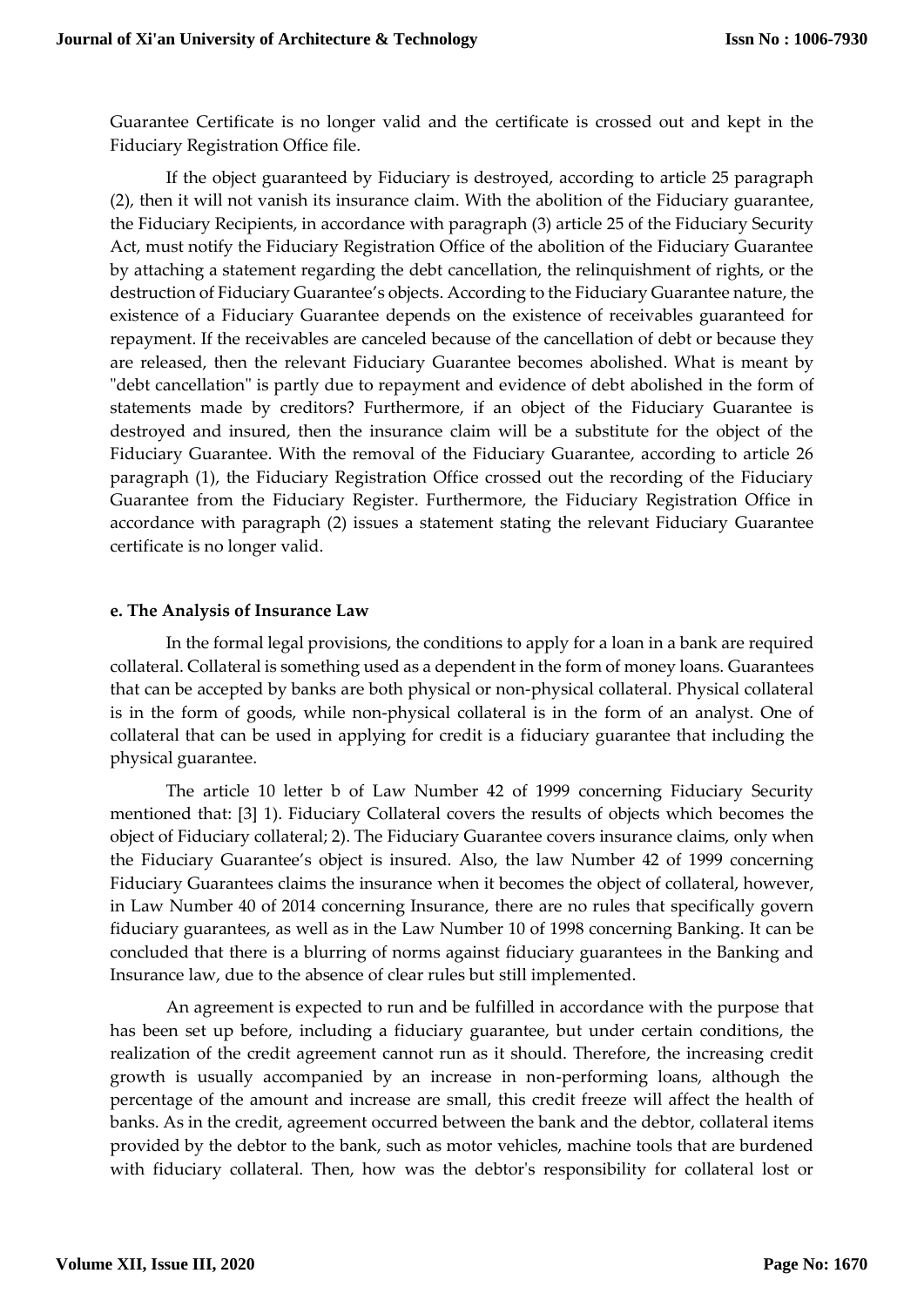Guarantee Certificate is no longer valid and the certificate is crossed out and kept in the Fiduciary Registration Office file.

If the object guaranteed by Fiduciary is destroyed, according to article 25 paragraph (2), then it will not vanish its insurance claim. With the abolition of the Fiduciary guarantee, the Fiduciary Recipients, in accordance with paragraph (3) article 25 of the Fiduciary Security Act, must notify the Fiduciary Registration Office of the abolition of the Fiduciary Guarantee by attaching a statement regarding the debt cancellation, the relinquishment of rights, or the destruction of Fiduciary Guarantee's objects. According to the Fiduciary Guarantee nature, the existence of a Fiduciary Guarantee depends on the existence of receivables guaranteed for repayment. If the receivables are canceled because of the cancellation of debt or because they are released, then the relevant Fiduciary Guarantee becomes abolished. What is meant by "debt cancellation" is partly due to repayment and evidence of debt abolished in the form of statements made by creditors? Furthermore, if an object of the Fiduciary Guarantee is destroyed and insured, then the insurance claim will be a substitute for the object of the Fiduciary Guarantee. With the removal of the Fiduciary Guarantee, according to article 26 paragraph (1), the Fiduciary Registration Office crossed out the recording of the Fiduciary Guarantee from the Fiduciary Register. Furthermore, the Fiduciary Registration Office in accordance with paragraph (2) issues a statement stating the relevant Fiduciary Guarantee certificate is no longer valid.

**e. The Analysis of Insurance Law**

In the formal legal provisions, the conditions to apply for a loan in a bank are required collateral. Collateral is something used as a dependent in the form of money loans. Guarantees that can be accepted by banks are both physical or non-physical collateral. Physical collateral is in the form of goods, while non-physical collateral is in the form of an analyst. One of collateral that can be used in applying for credit is a fiduciary guarantee that including the physical guarantee.

The article 10 letter b of Law Number 42 of 1999 concerning Fiduciary Security mentioned that: [3] 1). Fiduciary Collateral covers the results of objects which becomes the object of Fiduciary collateral; 2). The Fiduciary Guarantee covers insurance claims, only when the Fiduciary Guarantee's object is insured. Also, the law Number 42 of 1999 concerning Fiduciary Guarantees claims the insurance when it becomes the object of collateral, however, in Law Number 40 of 2014 concerning Insurance, there are no rules that specifically govern fiduciary guarantees, as well as in the Law Number 10 of 1998 concerning Banking. It can be concluded that there is a blurring of norms against fiduciary guarantees in the Banking and Insurance law, due to the absence of clear rules but still implemented.

An agreement is expected to run and be fulfilled in accordance with the purpose that has been set up before, including a fiduciary guarantee, but under certain conditions, the realization of the credit agreement cannot run as it should. Therefore, the increasing credit growth is usually accompanied by an increase in non-performing loans, although the percentage of the amount and increase are small, this credit freeze will affect the health of banks. As in the credit, agreement occurred between the bank and the debtor, collateral items provided by the debtor to the bank, such as motor vehicles, machine tools that are burdened with fiduciary collateral. Then, how was the debtor's responsibility for collateral lost or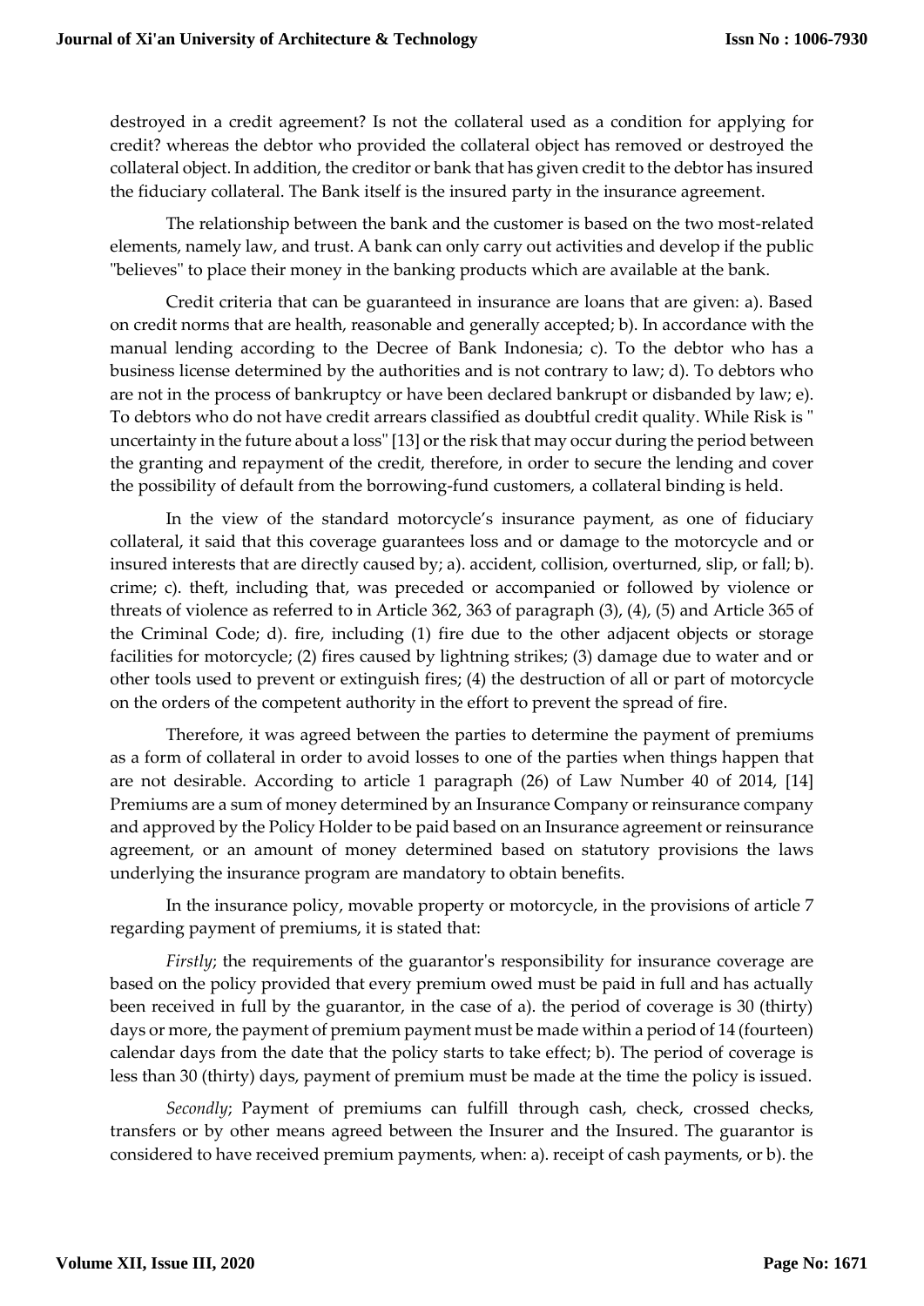destroyed in a credit agreement? Is not the collateral used as a condition for applying for credit? whereas the debtor who provided the collateral object has removed or destroyed the collateral object. In addition, the creditor or bank that has given credit to the debtor has insured the fiduciary collateral. The Bank itself is the insured party in the insurance agreement.

The relationship between the bank and the customer is based on the two most-related elements, namely law, and trust. A bank can only carry out activities and develop if the public "believes" to place their money in the banking products which are available at the bank.

Credit criteria that can be guaranteed in insurance are loans that are given: a). Based on credit norms that are health, reasonable and generally accepted; b). In accordance with the manual lending according to the Decree of Bank Indonesia; c). To the debtor who has a business license determined by the authorities and is not contrary to law; d). To debtors who are not in the process of bankruptcy or have been declared bankrupt or disbanded by law; e). To debtors who do not have credit arrears classified as doubtful credit quality. While Risk is " uncertainty in the future about a loss" [13] or the risk that may occur during the period between the granting and repayment of the credit, therefore, in order to secure the lending and cover the possibility of default from the borrowing-fund customers, a collateral binding is held.

In the view of the standard motorcycle's insurance payment, as one of fiduciary collateral, it said that this coverage guarantees loss and or damage to the motorcycle and or insured interests that are directly caused by; a). accident, collision, overturned, slip, or fall; b). crime; c). theft, including that, was preceded or accompanied or followed by violence or threats of violence as referred to in Article 362, 363 of paragraph (3), (4), (5) and Article 365 of the Criminal Code; d). fire, including (1) fire due to the other adjacent objects or storage facilities for motorcycle; (2) fires caused by lightning strikes; (3) damage due to water and or other tools used to prevent or extinguish fires; (4) the destruction of all or part of motorcycle on the orders of the competent authority in the effort to prevent the spread of fire.

Therefore, it was agreed between the parties to determine the payment of premiums as a form of collateral in order to avoid losses to one of the parties when things happen that are not desirable. According to article 1 paragraph (26) of Law Number 40 of 2014, [14] Premiums are a sum of money determined by an Insurance Company or reinsurance company and approved by the Policy Holder to be paid based on an Insurance agreement or reinsurance agreement, or an amount of money determined based on statutory provisions the laws underlying the insurance program are mandatory to obtain benefits.

In the insurance policy, movable property or motorcycle, in the provisions of article 7 regarding payment of premiums, it is stated that:

*Firstly*; the requirements of the guarantor's responsibility for insurance coverage are based on the policy provided that every premium owed must be paid in full and has actually been received in full by the guarantor, in the case of a). the period of coverage is 30 (thirty) days or more, the payment of premium payment must be made within a period of 14 (fourteen) calendar days from the date that the policy starts to take effect; b). The period of coverage is less than 30 (thirty) days, payment of premium must be made at the time the policy is issued.

*Secondly*; Payment of premiums can fulfill through cash, check, crossed checks, transfers or by other means agreed between the Insurer and the Insured. The guarantor is considered to have received premium payments, when: a). receipt of cash payments, or b). the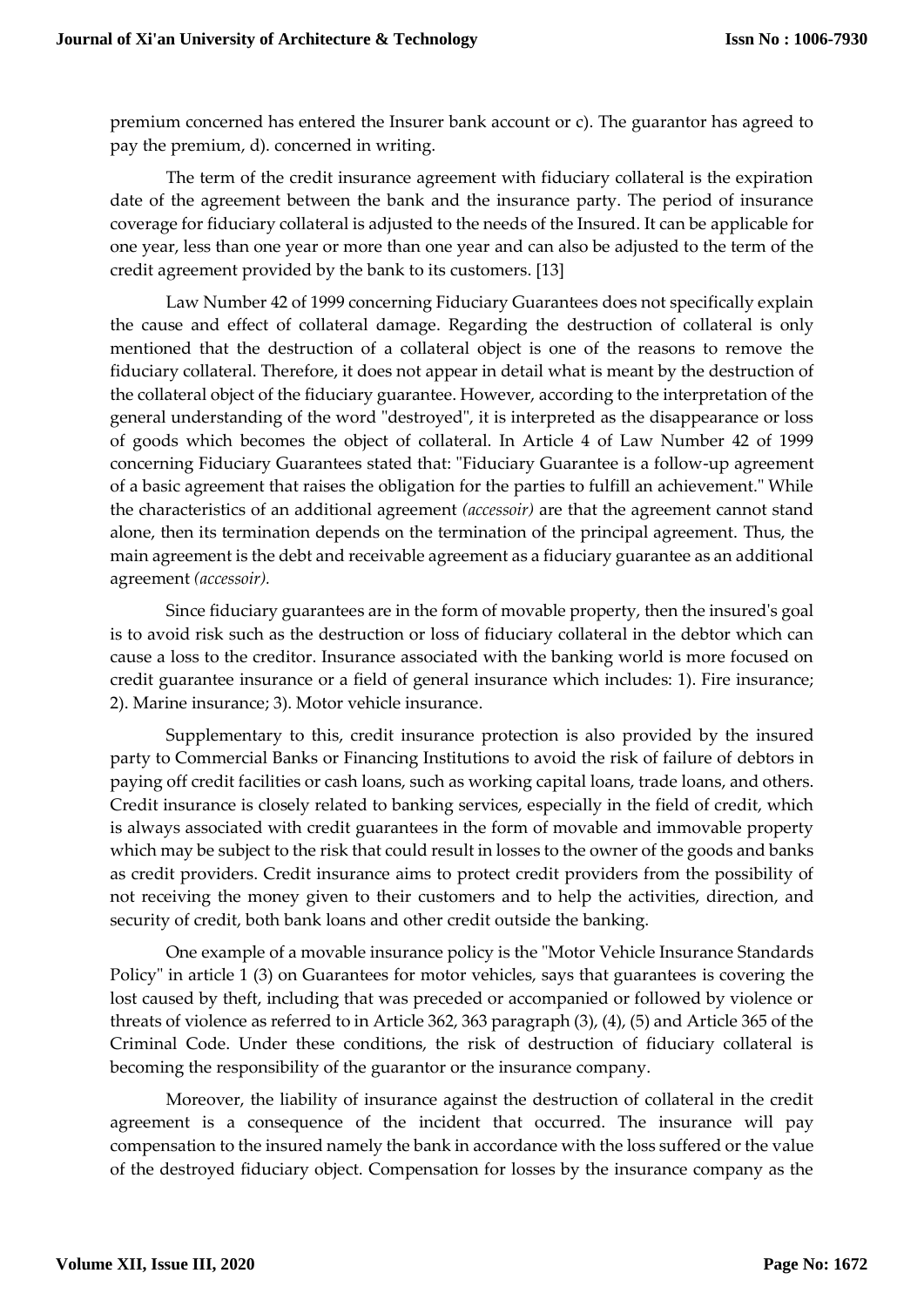premium concerned has entered the Insurer bank account or c). The guarantor has agreed to pay the premium, d). concerned in writing.

The term of the credit insurance agreement with fiduciary collateral is the expiration date of the agreement between the bank and the insurance party. The period of insurance coverage for fiduciary collateral is adjusted to the needs of the Insured. It can be applicable for one year, less than one year or more than one year and can also be adjusted to the term of the credit agreement provided by the bank to its customers. [13]

Law Number 42 of 1999 concerning Fiduciary Guarantees does not specifically explain the cause and effect of collateral damage. Regarding the destruction of collateral is only mentioned that the destruction of a collateral object is one of the reasons to remove the fiduciary collateral. Therefore, it does not appear in detail what is meant by the destruction of the collateral object of the fiduciary guarantee. However, according to the interpretation of the general understanding of the word "destroyed", it is interpreted as the disappearance or loss of goods which becomes the object of collateral. In Article 4 of Law Number 42 of 1999 concerning Fiduciary Guarantees stated that: "Fiduciary Guarantee is a follow-up agreement of a basic agreement that raises the obligation for the parties to fulfill an achievement." While the characteristics of an additional agreement *(accessoir)* are that the agreement cannot stand alone, then its termination depends on the termination of the principal agreement. Thus, the main agreement is the debt and receivable agreement as a fiduciary guarantee as an additional agreement *(accessoir).*

Since fiduciary guarantees are in the form of movable property, then the insured's goal is to avoid risk such as the destruction or loss of fiduciary collateral in the debtor which can cause a loss to the creditor. Insurance associated with the banking world is more focused on credit guarantee insurance or a field of general insurance which includes: 1). Fire insurance; 2). Marine insurance; 3). Motor vehicle insurance.

Supplementary to this, credit insurance protection is also provided by the insured party to Commercial Banks or Financing Institutions to avoid the risk of failure of debtors in paying off credit facilities or cash loans, such as working capital loans, trade loans, and others. Credit insurance is closely related to banking services, especially in the field of credit, which is always associated with credit guarantees in the form of movable and immovable property which may be subject to the risk that could result in losses to the owner of the goods and banks as credit providers. Credit insurance aims to protect credit providers from the possibility of not receiving the money given to their customers and to help the activities, direction, and security of credit, both bank loans and other credit outside the banking.

One example of a movable insurance policy is the "Motor Vehicle Insurance Standards Policy" in article 1 (3) on Guarantees for motor vehicles, says that guarantees is covering the lost caused by theft, including that was preceded or accompanied or followed by violence or threats of violence as referred to in Article 362, 363 paragraph (3), (4), (5) and Article 365 of the Criminal Code. Under these conditions, the risk of destruction of fiduciary collateral is becoming the responsibility of the guarantor or the insurance company.

Moreover, the liability of insurance against the destruction of collateral in the credit agreement is a consequence of the incident that occurred. The insurance will pay compensation to the insured namely the bank in accordance with the loss suffered or the value of the destroyed fiduciary object. Compensation for losses by the insurance company as the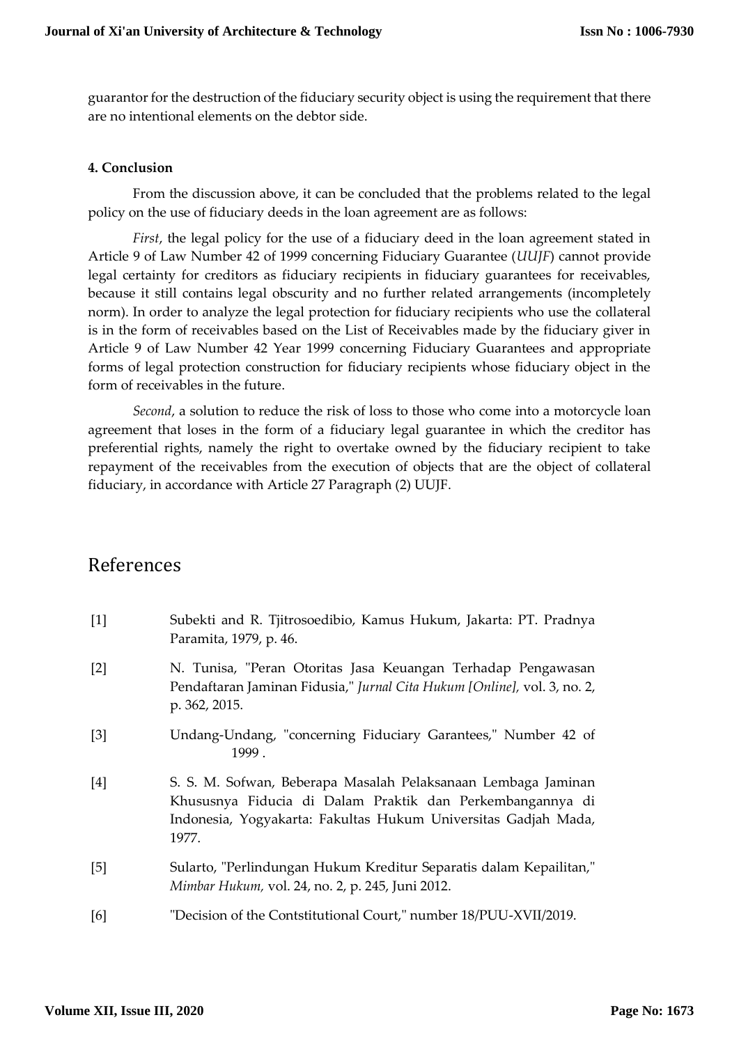guarantor for the destruction of the fiduciary security object is using the requirement that there are no intentional elements on the debtor side.

### 4. Conclusion

From the discussion above, it can be concluded that the problems related to the legal policy on the use of fiduciary deeds in the loan agreement are as follows:

*First*, the legal policy for the use of a fiduciary deed in the loan agreement stated in Article 9 of Law Number 42 of 1999 concerning Fiduciary Guarantee (*UUJF*) cannot provide legal certainty for creditors as fiduciary recipients in fiduciary guarantees for receivables, because it still contains legal obscurity and no further related arrangements (incompletely norm). In order to analyze the legal protection for fiduciary recipients who use the collateral is in the form of receivables based on the List of Receivables made by the fiduciary giver in Article 9 of Law Number 42 Year 1999 concerning Fiduciary Guarantees and appropriate forms of legal protection construction for fiduciary recipients whose fiduciary object in the form of receivables in the future.

*Second*, a solution to reduce the risk of loss to those who come into a motorcycle loan agreement that loses in the form of a fiduciary legal guarantee in which the creditor has preferential rights, namely the right to overtake owned by the fiduciary recipient to take repayment of the receivables from the execution of objects that are the object of collateral fiduciary, in accordance with Article 27 Paragraph (2) UUJF.

## References

[1] Subekti and R. Tjitrosoedibio, Kamus Hukum, Jakarta: PT. Pradnya Paramita, 1979, p. 46.

[2] N. Tunisa, "Peran Otoritas Jasa Keuangan Terhadap Pengawasan Pendaftaran Jaminan Fidusia," *Jurnal Cita Hukum [Online],* vol. 3, no. 2, p. 362, 2015.

[3] Undang-Undang, "concerning Fiduciary Garantees," Number 42 of 1999 .

[4] S. S. M. Sofwan, Beberapa Masalah Pelaksanaan Lembaga Jaminan Khususnya Fiducia di Dalam Praktik dan Perkembangannya di Indonesia, Yogyakarta: Fakultas Hukum Universitas Gadjah Mada, 1977.

[5] Sularto, "Perlindungan Hukum Kreditur Separatis dalam Kepailitan," *Mimbar Hukum,* vol. 24, no. 2, p. 245, Juni 2012.

[6] "Decision of the Contstitutional Court," number 18/PUU-XVII/2019.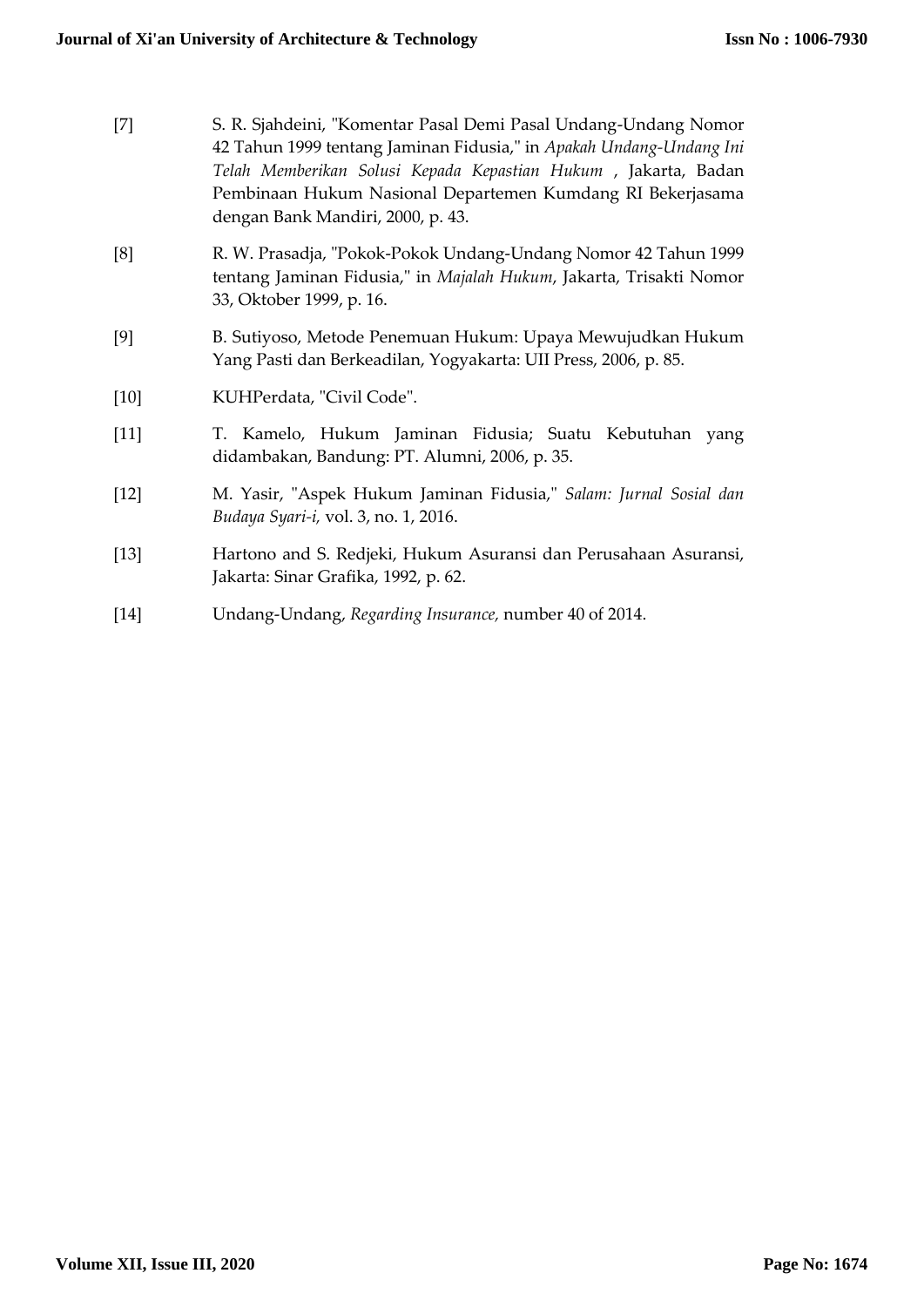[7] S. R. Sjahdeini, "Komentar Pasal Demi Pasal Undang-Undang Nomor 42 Tahun 1999 tentang Jaminan Fidusia," in *Apakah Undang-Undang Ini Telah Memberikan Solusi Kepada Kepastian Hukum* , Jakarta, Badan Pembinaan Hukum Nasional Departemen Kumdang RI Bekerjasama dengan Bank Mandiri, 2000, p. 43.

[8] R. W. Prasadja, "Pokok-Pokok Undang-Undang Nomor 42 Tahun 1999 tentang Jaminan Fidusia," in *Majalah Hukum*, Jakarta, Trisakti Nomor 33, Oktober 1999, p. 16.

[9] B. Sutiyoso, Metode Penemuan Hukum: Upaya Mewujudkan Hukum Yang Pasti dan Berkeadilan, Yogyakarta: UII Press, 2006, p. 85.

[10] KUHPerdata, "Civil Code".

[11] T. Kamelo, Hukum Jaminan Fidusia; Suatu Kebutuhan yang didambakan, Bandung: PT. Alumni, 2006, p. 35.

[12] M. Yasir, "Aspek Hukum Jaminan Fidusia," *Salam: Jurnal Sosial dan Budaya Syari-i,* vol. 3, no. 1, 2016.

[13] Hartono and S. Redjeki, Hukum Asuransi dan Perusahaan Asuransi, Jakarta: Sinar Grafika, 1992, p. 62.

[14] Undang-Undang, *Regarding Insurance,* number 40 of 2014.